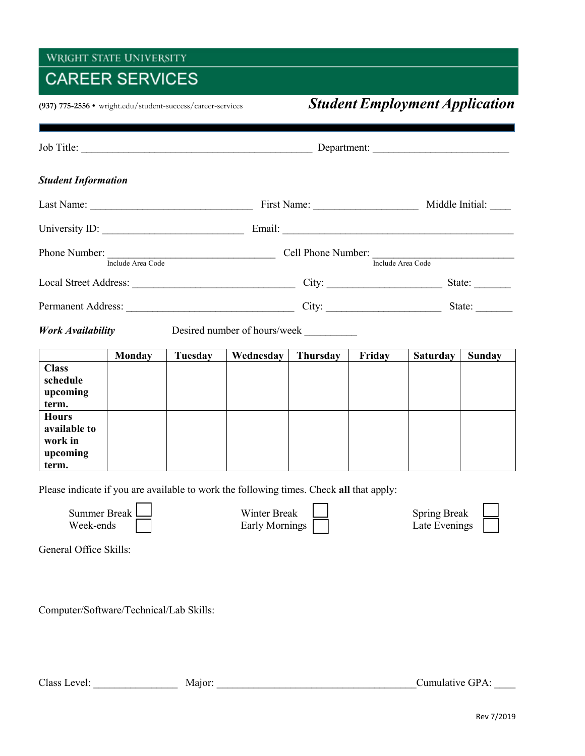WRIGHT STATE UNIVERSITY

# CAREER SERVICES

**(937) 775-2556** • wright.edu/student-success/career-services

## *Student Employment Application*

Job Title: ___________________________________________ Department: _________________________

### *Student Information*

Last Name: ______________________________ First Name: ___________________ Middle Initial: ____

University ID: __________________________ Email: ___________________________________________

Phone Number: _______________________________ Cell Phone Number: __________________________
Include Area Code / Include Area Code

Local Street Address: ______________________________ City: _____________________ State: _______

Permanent Address: ______________________________ City: _____________________ State: _______

### *Work Availability*

Desired number of hours/week _________

| | Monday | Tuesday | Wednesday | Thursday | Friday | Saturday | Sunday |
|---|---|---|---|---|---|---|---|
| **Class schedule upcoming term.** | | | | | | | |
| **Hours available to work in upcoming term.** | | | | | | | |

Please indicate if you are available to work the following times. Check **all** that apply:

- Summer Break ☐
- Week-ends ☐
- Winter Break ☐
- Early Mornings ☐
- Spring Break ☐
- Late Evenings ☐

General Office Skills:

Computer/Software/Technical/Lab Skills:

Class Level: _______________ Major: _____________________________________Cumulative GPA: ____

Rev 7/2019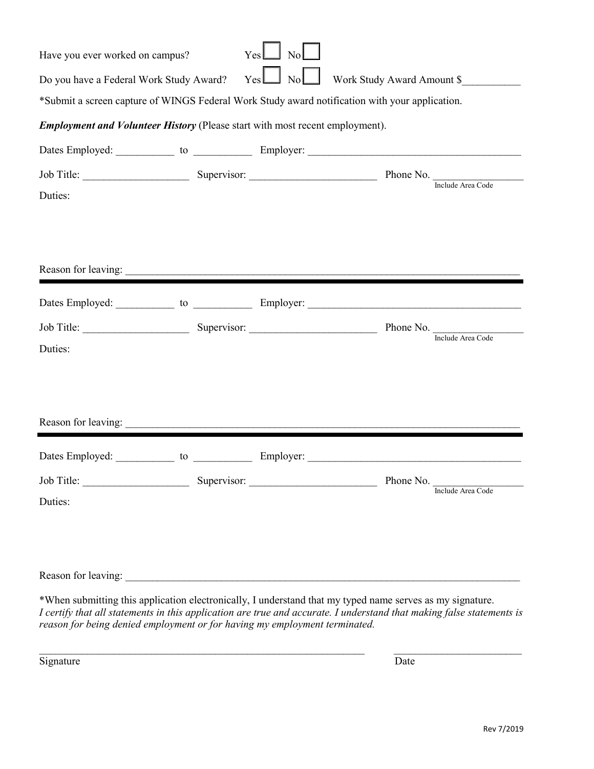Have you ever worked on campus? Yes ☐ No ☐

Do you have a Federal Work Study Award? Yes ☐ No ☐ Work Study Award Amount $__________

*Submit a screen capture of WINGS Federal Work Study award notification with your application.

***Employment and Volunteer History*** (Please start with most recent employment).

Dates Employed: __________ to __________ Employer: ______________________________________

Job Title: ___________________ Supervisor: _______________________ Phone No. ________________ (Include Area Code)

Duties:

Reason for leaving: ______________________________________________________________________

---

Dates Employed: __________ to __________ Employer: ______________________________________

Job Title: ___________________ Supervisor: _______________________ Phone No. ________________ (Include Area Code)

Duties:

Reason for leaving: ______________________________________________________________________

---

Dates Employed: __________ to __________ Employer: ______________________________________

Job Title: ___________________ Supervisor: _______________________ Phone No. ________________ (Include Area Code)

Duties:

Reason for leaving: ______________________________________________________________________

*When submitting this application electronically, I understand that my typed name serves as my signature.
*I certify that all statements in this application are true and accurate. I understand that making false statements is reason for being denied employment or for having my employment terminated.*

______________________________________________________________ ________________________

Signature Date

Rev 7/2019